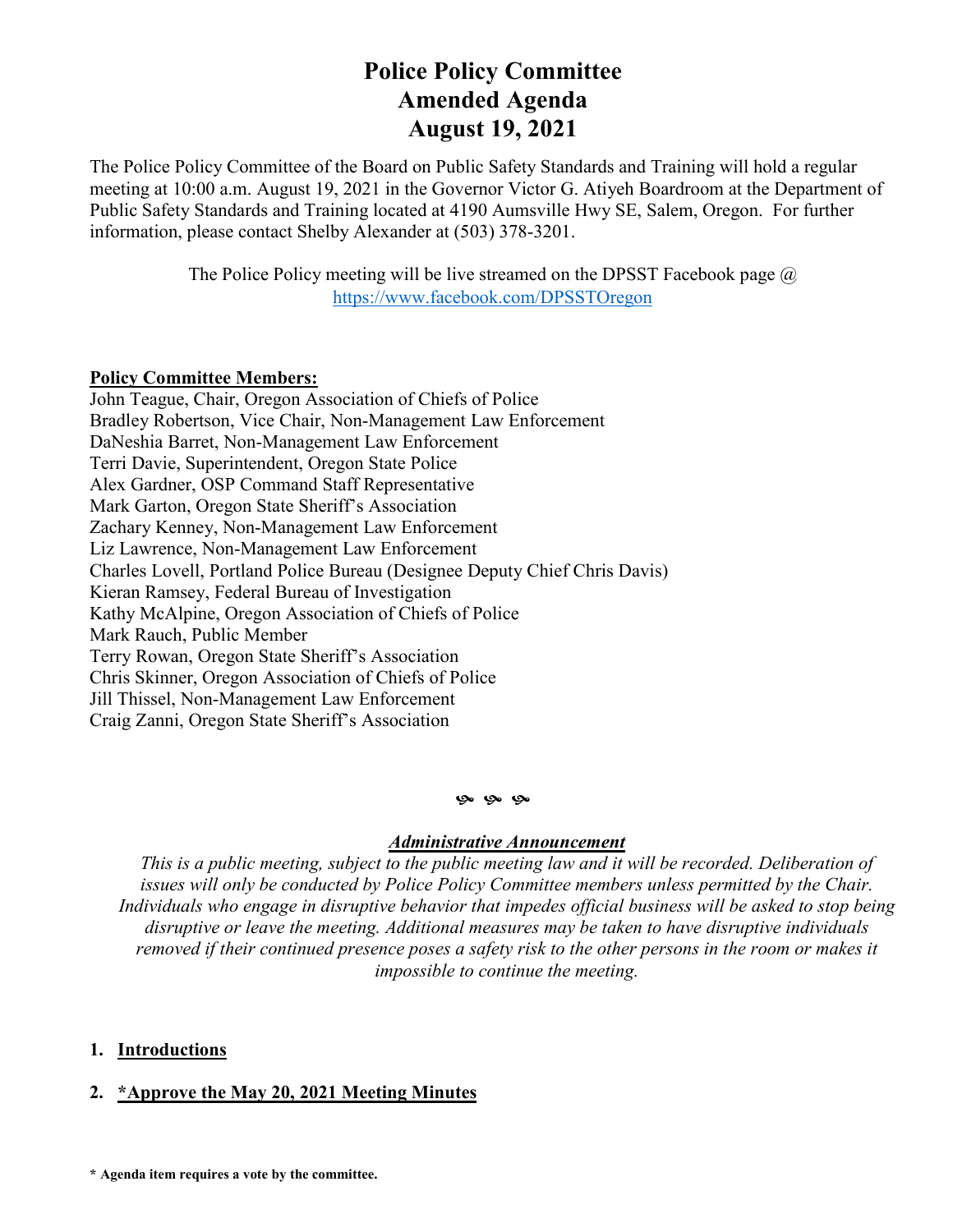# Police Policy Committee
# Amended Agenda
# August 19, 2021

The Police Policy Committee of the Board on Public Safety Standards and Training will hold a regular meeting at 10:00 a.m. August 19, 2021 in the Governor Victor G. Atiyeh Boardroom at the Department of Public Safety Standards and Training located at 4190 Aumsville Hwy SE, Salem, Oregon. For further information, please contact Shelby Alexander at (503) 378-3201.

The Police Policy meeting will be live streamed on the DPSST Facebook page @ https://www.facebook.com/DPSSTOregon

**Policy Committee Members:**

John Teague, Chair, Oregon Association of Chiefs of Police
Bradley Robertson, Vice Chair, Non-Management Law Enforcement
DaNeshia Barret, Non-Management Law Enforcement
Terri Davie, Superintendent, Oregon State Police
Alex Gardner, OSP Command Staff Representative
Mark Garton, Oregon State Sheriff's Association
Zachary Kenney, Non-Management Law Enforcement
Liz Lawrence, Non-Management Law Enforcement
Charles Lovell, Portland Police Bureau (Designee Deputy Chief Chris Davis)
Kieran Ramsey, Federal Bureau of Investigation
Kathy McAlpine, Oregon Association of Chiefs of Police
Mark Rauch, Public Member
Terry Rowan, Oregon State Sheriff's Association
Chris Skinner, Oregon Association of Chiefs of Police
Jill Thissel, Non-Management Law Enforcement
Craig Zanni, Oregon State Sheriff's Association

***Administrative Announcement***

*This is a public meeting, subject to the public meeting law and it will be recorded. Deliberation of issues will only be conducted by Police Policy Committee members unless permitted by the Chair. Individuals who engage in disruptive behavior that impedes official business will be asked to stop being disruptive or leave the meeting. Additional measures may be taken to have disruptive individuals removed if their continued presence poses a safety risk to the other persons in the room or makes it impossible to continue the meeting.*

1. **Introductions**

2. **\*Approve the May 20, 2021 Meeting Minutes**

**\* Agenda item requires a vote by the committee.**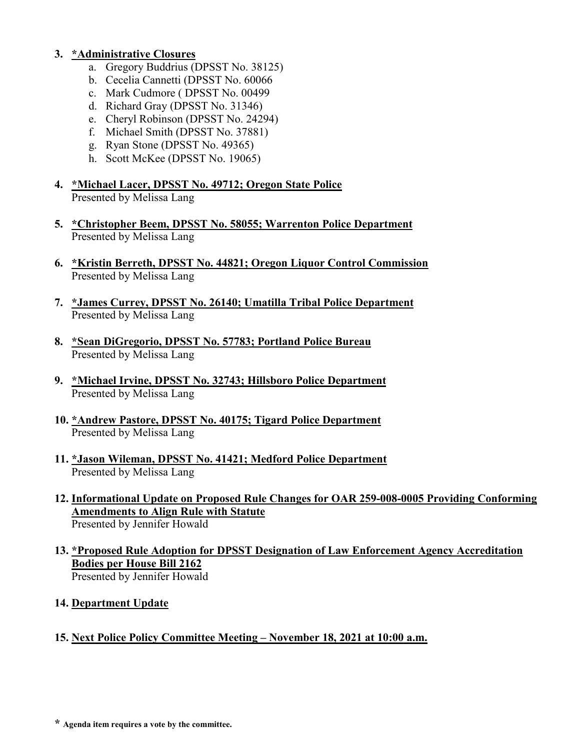3. **<u>*Administrative Closures</u>**
    a. Gregory Buddrius (DPSST No. 38125)
    b. Cecelia Cannetti (DPSST No. 60066
    c. Mark Cudmore ( DPSST No. 00499
    d. Richard Gray (DPSST No. 31346)
    e. Cheryl Robinson (DPSST No. 24294)
    f. Michael Smith (DPSST No. 37881)
    g. Ryan Stone (DPSST No. 49365)
    h. Scott McKee (DPSST No. 19065)

4. **<u>*Michael Lacer, DPSST No. 49712; Oregon State Police</u>**
   Presented by Melissa Lang

5. **<u>*Christopher Beem, DPSST No. 58055; Warrenton Police Department</u>**
   Presented by Melissa Lang

6. **<u>*Kristin Berreth, DPSST No. 44821; Oregon Liquor Control Commission</u>**
   Presented by Melissa Lang

7. **<u>*James Currey, DPSST No. 26140; Umatilla Tribal Police Department</u>**
   Presented by Melissa Lang

8. **<u>*Sean DiGregorio, DPSST No. 57783; Portland Police Bureau</u>**
   Presented by Melissa Lang

9. **<u>*Michael Irvine, DPSST No. 32743; Hillsboro Police Department</u>**
   Presented by Melissa Lang

10. **<u>*Andrew Pastore, DPSST No. 40175; Tigard Police Department</u>**
    Presented by Melissa Lang

11. **<u>*Jason Wileman, DPSST No. 41421; Medford Police Department</u>**
    Presented by Melissa Lang

12. **<u>Informational Update on Proposed Rule Changes for OAR 259-008-0005 Providing Conforming Amendments to Align Rule with Statute</u>**
    Presented by Jennifer Howald

13. **<u>*Proposed Rule Adoption for DPSST Designation of Law Enforcement Agency Accreditation Bodies per House Bill 2162</u>**
    Presented by Jennifer Howald

14. **<u>Department Update</u>**

15. **<u>Next Police Policy Committee Meeting – November 18, 2021 at 10:00 a.m.</u>**

**\* Agenda item requires a vote by the committee.**